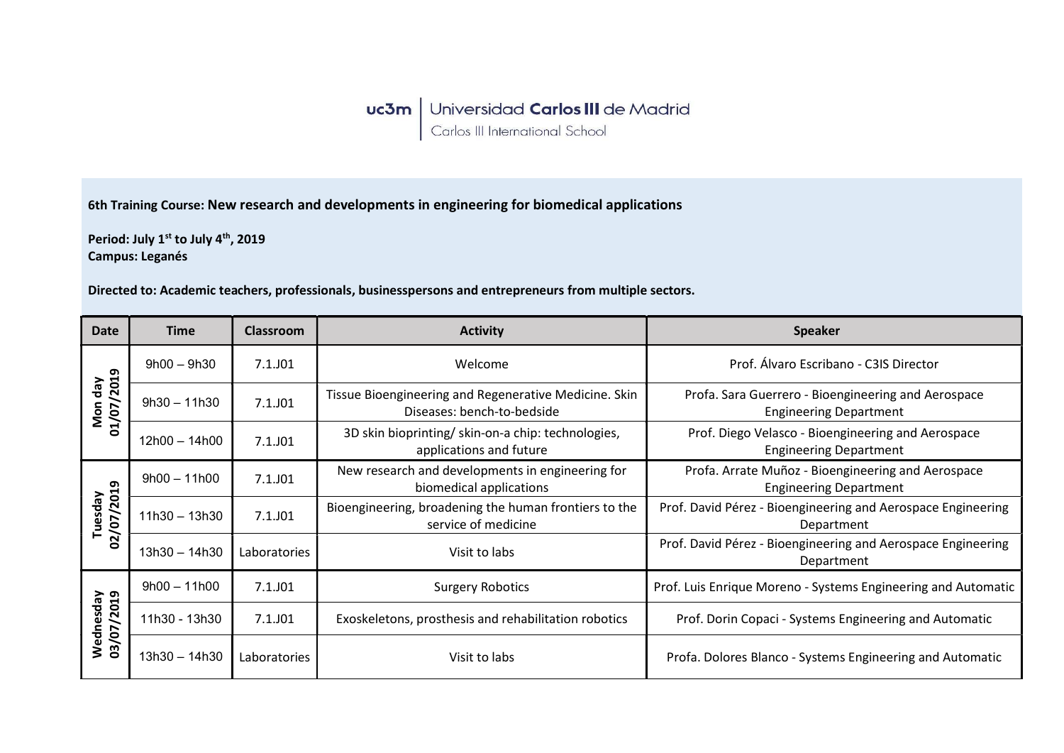uc3m | Universidad Carlos III de Madrid
Carlos III International School

**6th Training Course: New research and developments in engineering for biomedical applications**

**Period: July 1st to July 4th, 2019**
**Campus: Leganés**

**Directed to: Academic teachers, professionals, businesspersons and entrepreneurs from multiple sectors.**

| Date | Time | Classroom | Activity | Speaker |
|---|---|---|---|---|
| Mon day 01/07/2019 | 9h00 – 9h30 | 7.1.J01 | Welcome | Prof. Álvaro Escribano - C3IS Director |
| | 9h30 – 11h30 | 7.1.J01 | Tissue Bioengineering and Regenerative Medicine. Skin Diseases: bench-to-bedside | Profa. Sara Guerrero - Bioengineering and Aerospace Engineering Department |
| | 12h00 – 14h00 | 7.1.J01 | 3D skin bioprinting/ skin-on-a chip: technologies, applications and future | Prof. Diego Velasco - Bioengineering and Aerospace Engineering Department |
| Tuesday 02/07/2019 | 9h00 – 11h00 | 7.1.J01 | New research and developments in engineering for biomedical applications | Profa. Arrate Muñoz - Bioengineering and Aerospace Engineering Department |
| | 11h30 – 13h30 | 7.1.J01 | Bioengineering, broadening the human frontiers to the service of medicine | Prof. David Pérez - Bioengineering and Aerospace Engineering Department |
| | 13h30 – 14h30 | Laboratories | Visit to labs | Prof. David Pérez - Bioengineering and Aerospace Engineering Department |
| Wednesday 03/07/2019 | 9h00 – 11h00 | 7.1.J01 | Surgery Robotics | Prof. Luis Enrique Moreno - Systems Engineering and Automatic |
| | 11h30 - 13h30 | 7.1.J01 | Exoskeletons, prosthesis and rehabilitation robotics | Prof. Dorin Copaci - Systems Engineering and Automatic |
| | 13h30 – 14h30 | Laboratories | Visit to labs | Profa. Dolores Blanco - Systems Engineering and Automatic |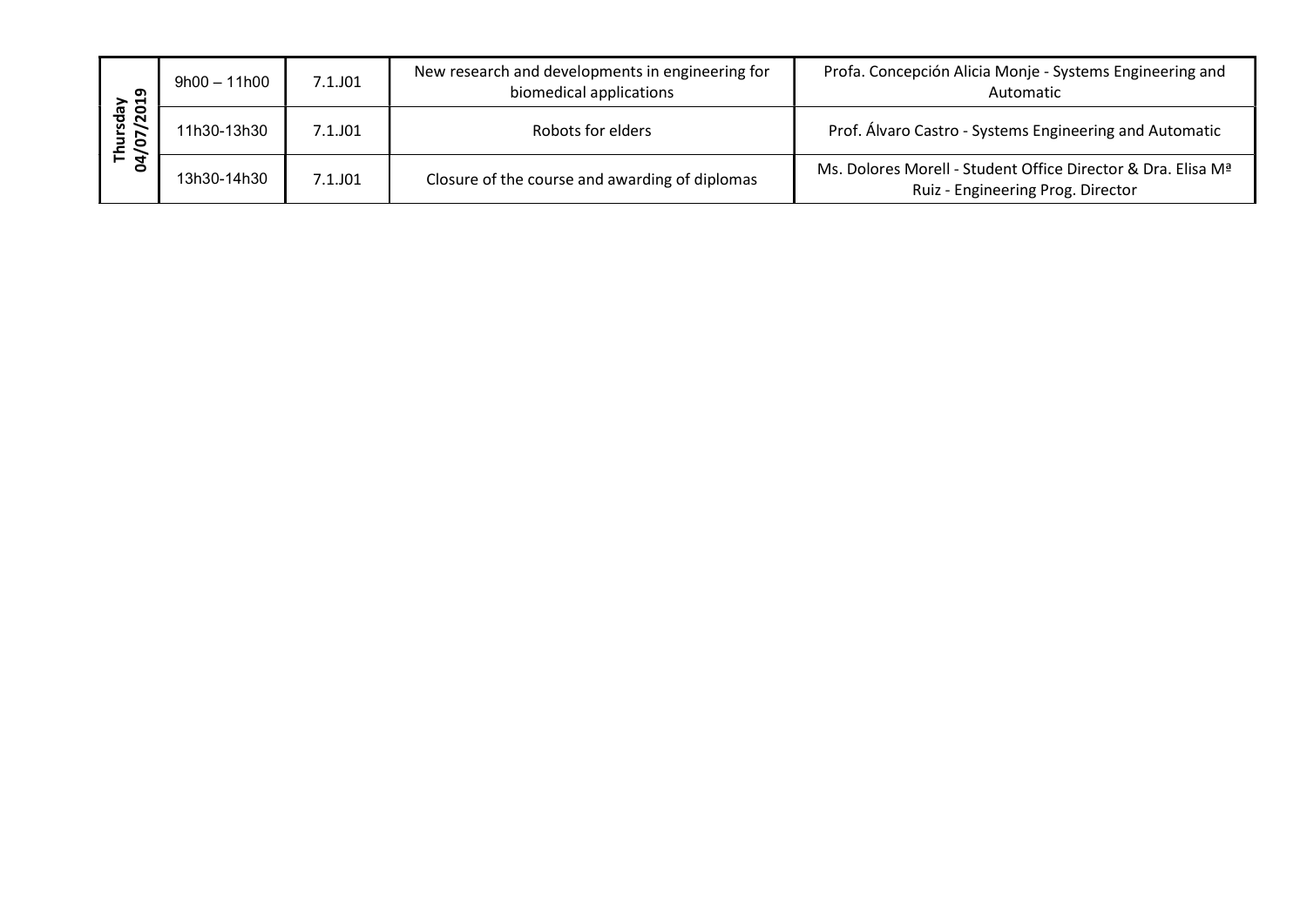| | | | | |
|---|---|---|---|---|
| **Thursday 04/07/2019** | 9h00 – 11h00 | 7.1.J01 | New research and developments in engineering for biomedical applications | Profa. Concepción Alicia Monje - Systems Engineering and Automatic |
| | 11h30-13h30 | 7.1.J01 | Robots for elders | Prof. Álvaro Castro - Systems Engineering and Automatic |
| | 13h30-14h30 | 7.1.J01 | Closure of the course and awarding of diplomas | Ms. Dolores Morell - Student Office Director & Dra. Elisa Mª Ruiz - Engineering Prog. Director |